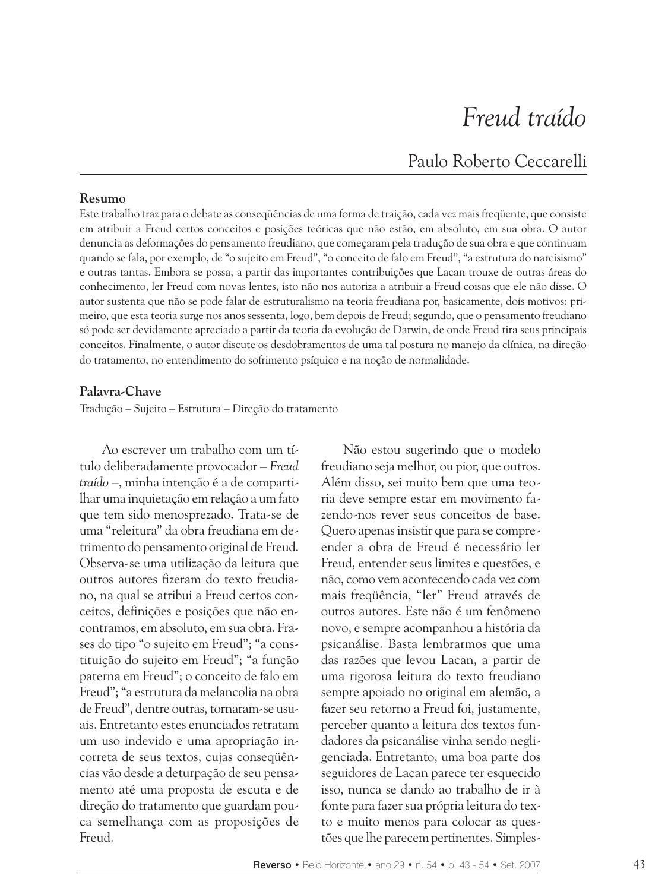# *Freud traído*

## Paulo Roberto Ceccarelli

**Resumo**

Este trabalho traz para o debate as conseqüências de uma forma de traição, cada vez mais freqüente, que consiste em atribuir a Freud certos conceitos e posições teóricas que não estão, em absoluto, em sua obra. O autor denuncia as deformações do pensamento freudiano, que começaram pela tradução de sua obra e que continuam quando se fala, por exemplo, de "o sujeito em Freud", "o conceito de falo em Freud", "a estrutura do narcisismo" e outras tantas. Embora se possa, a partir das importantes contribuições que Lacan trouxe de outras áreas do conhecimento, ler Freud com novas lentes, isto não nos autoriza a atribuir a Freud coisas que ele não disse. O autor sustenta que não se pode falar de estruturalismo na teoria freudiana por, basicamente, dois motivos: primeiro, que esta teoria surge nos anos sessenta, logo, bem depois de Freud; segundo, que o pensamento freudiano só pode ser devidamente apreciado a partir da teoria da evolução de Darwin, de onde Freud tira seus principais conceitos. Finalmente, o autor discute os desdobramentos de uma tal postura no manejo da clínica, na direção do tratamento, no entendimento do sofrimento psíquico e na noção de normalidade.

**Palavra-Chave**

Tradução – Sujeito – Estrutura – Direção do tratamento

Ao escrever um trabalho com um título deliberadamente provocador – *Freud traído* –, minha intenção é a de compartilhar uma inquietação em relação a um fato que tem sido menosprezado. Trata-se de uma "releitura" da obra freudiana em detrimento do pensamento original de Freud. Observa-se uma utilização da leitura que outros autores fizeram do texto freudiano, na qual se atribui a Freud certos conceitos, definições e posições que não encontramos, em absoluto, em sua obra. Frases do tipo "o sujeito em Freud"; "a constituição do sujeito em Freud"; "a função paterna em Freud"; o conceito de falo em Freud"; "a estrutura da melancolia na obra de Freud", dentre outras, tornaram-se usuais. Entretanto estes enunciados retratam um uso indevido e uma apropriação incorreta de seus textos, cujas conseqüências vão desde a deturpação de seu pensamento até uma proposta de escuta e de direção do tratamento que guardam pouca semelhança com as proposições de Freud.

Não estou sugerindo que o modelo freudiano seja melhor, ou pior, que outros. Além disso, sei muito bem que uma teoria deve sempre estar em movimento fazendo-nos rever seus conceitos de base. Quero apenas insistir que para se compreender a obra de Freud é necessário ler Freud, entender seus limites e questões, e não, como vem acontecendo cada vez com mais freqüência, "ler" Freud através de outros autores. Este não é um fenômeno novo, e sempre acompanhou a história da psicanálise. Basta lembrarmos que uma das razões que levou Lacan, a partir de uma rigorosa leitura do texto freudiano sempre apoiado no original em alemão, a fazer seu retorno a Freud foi, justamente, perceber quanto a leitura dos textos fundadores da psicanálise vinha sendo negligenciada. Entretanto, uma boa parte dos seguidores de Lacan parece ter esquecido isso, nunca se dando ao trabalho de ir à fonte para fazer sua própria leitura do texto e muito menos para colocar as questões que lhe parecem pertinentes. Simples-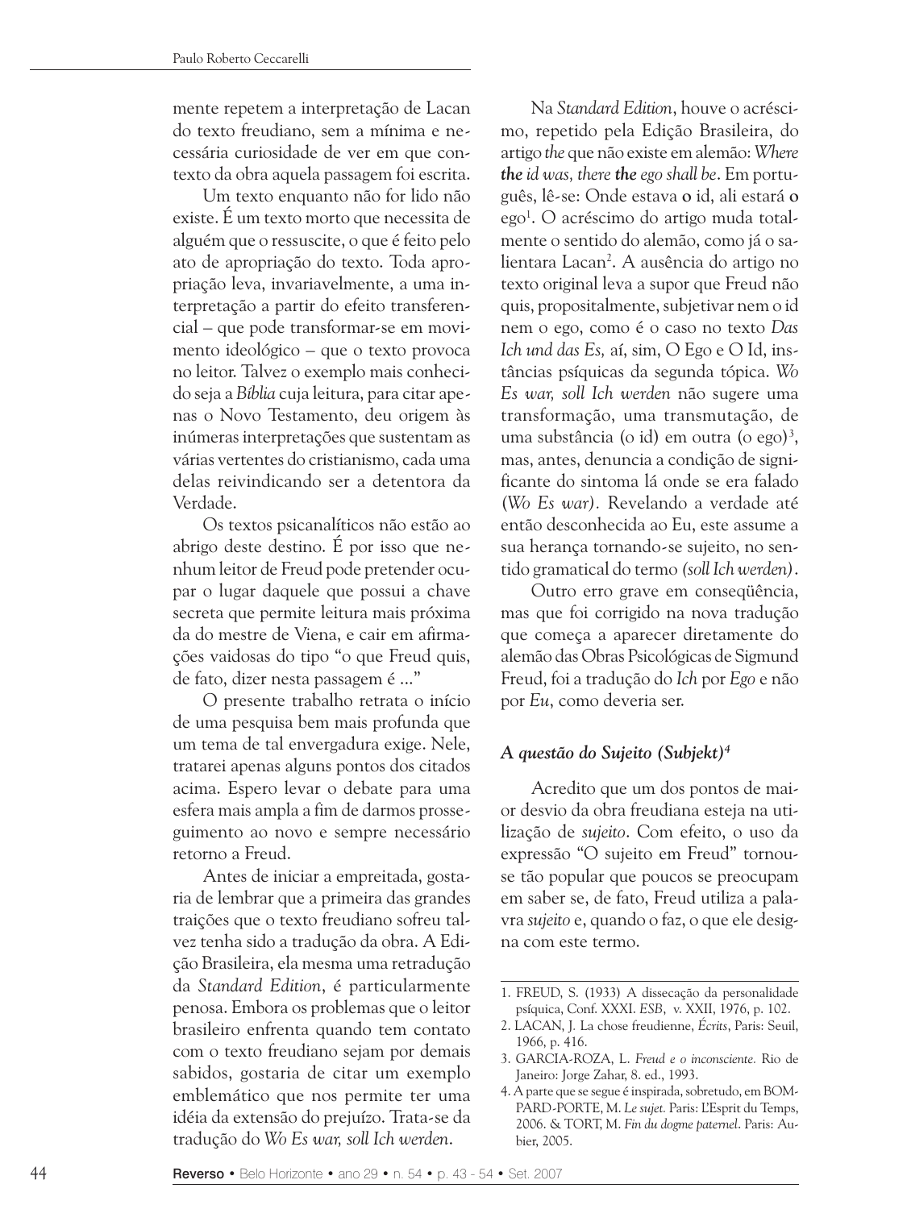mente repetem a interpretação de Lacan do texto freudiano, sem a mínima e necessária curiosidade de ver em que contexto da obra aquela passagem foi escrita.

Um texto enquanto não for lido não existe. É um texto morto que necessita de alguém que o ressuscite, o que é feito pelo ato de apropriação do texto. Toda apropriação leva, invariavelmente, a uma interpretação a partir do efeito transferencial – que pode transformar-se em movimento ideológico – que o texto provoca no leitor. Talvez o exemplo mais conhecido seja a *Bíblia* cuja leitura, para citar apenas o Novo Testamento, deu origem às inúmeras interpretações que sustentam as várias vertentes do cristianismo, cada uma delas reivindicando ser a detentora da Verdade.

Os textos psicanalíticos não estão ao abrigo deste destino. É por isso que nenhum leitor de Freud pode pretender ocupar o lugar daquele que possui a chave secreta que permite leitura mais próxima da do mestre de Viena, e cair em afirmações vaidosas do tipo "o que Freud quis, de fato, dizer nesta passagem é ..."

O presente trabalho retrata o início de uma pesquisa bem mais profunda que um tema de tal envergadura exige. Nele, tratarei apenas alguns pontos dos citados acima. Espero levar o debate para uma esfera mais ampla a fim de darmos prosseguimento ao novo e sempre necessário retorno a Freud.

Antes de iniciar a empreitada, gostaria de lembrar que a primeira das grandes traições que o texto freudiano sofreu talvez tenha sido a tradução da obra. A Edição Brasileira, ela mesma uma retradução da *Standard Edition*, é particularmente penosa. Embora os problemas que o leitor brasileiro enfrenta quando tem contato com o texto freudiano sejam por demais sabidos, gostaria de citar um exemplo emblemático que nos permite ter uma idéia da extensão do prejuízo. Trata-se da tradução do *Wo Es war, soll Ich werden*.

Na *Standard Edition*, houve o acréscimo, repetido pela Edição Brasileira, do artigo *the* que não existe em alemão: *Where **the** id was, there **the** ego shall be*. Em português, lê-se: Onde estava **o** id, ali estará **o** ego[1]. O acréscimo do artigo muda totalmente o sentido do alemão, como já o salientara Lacan[2]. A ausência do artigo no texto original leva a supor que Freud não quis, propositalmente, subjetivar nem o id nem o ego, como é o caso no texto *Das Ich und das Es,* aí, sim, O Ego e O Id, instâncias psíquicas da segunda tópica. *Wo Es war, soll Ich werden* não sugere uma transformação, uma transmutação, de uma substância (o id) em outra (o ego)[3], mas, antes, denuncia a condição de significante do sintoma lá onde se era falado (*Wo Es war)*. Revelando a verdade até então desconhecida ao Eu, este assume a sua herança tornando-se sujeito, no sentido gramatical do termo *(soll Ich werden)*.

Outro erro grave em conseqüência, mas que foi corrigido na nova tradução que começa a aparecer diretamente do alemão das Obras Psicológicas de Sigmund Freud, foi a tradução do *Ich* por *Ego* e não por *Eu*, como deveria ser.

### *A questão do Sujeito (Subjekt)*[4]

Acredito que um dos pontos de maior desvio da obra freudiana esteja na utilização de *sujeito*. Com efeito, o uso da expressão "O sujeito em Freud" tornou-se tão popular que poucos se preocupam em saber se, de fato, Freud utiliza a palavra *sujeito* e, quando o faz, o que ele designa com este termo.

---

1. FREUD, S. (1933) A dissecação da personalidade psíquica, Conf. XXXI. *ESB*, v. XXII, 1976, p. 102.
2. LACAN, J. La chose freudienne, *Écrits*, Paris: Seuil, 1966, p. 416.
3. GARCIA-ROZA, L. *Freud e o inconsciente*. Rio de Janeiro: Jorge Zahar, 8. ed., 1993.
4. A parte que se segue é inspirada, sobretudo, em BOMPARD-PORTE, M. *Le sujet*. Paris: L'Esprit du Temps, 2006. & TORT, M. *Fin du dogme paternel*. Paris: Aubier, 2005.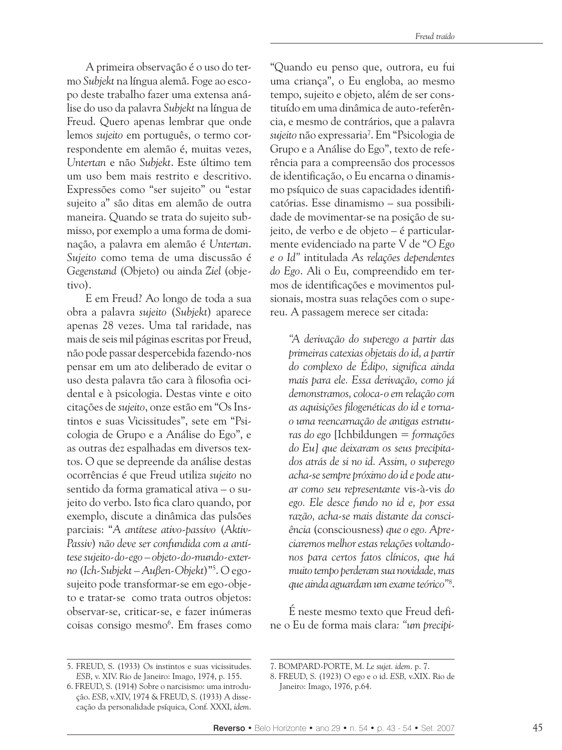A primeira observação é o uso do termo *Subjekt* na língua alemã. Foge ao escopo deste trabalho fazer uma extensa análise do uso da palavra *Subjekt* na língua de Freud. Quero apenas lembrar que onde lemos *sujeito* em português, o termo correspondente em alemão é, muitas vezes, *Untertan* e não *Subjekt*. Este último tem um uso bem mais restrito e descritivo. Expressões como "ser sujeito" ou "estar sujeito a" são ditas em alemão de outra maneira. Quando se trata do sujeito submisso, por exemplo a uma forma de dominação, a palavra em alemão é *Untertan*. *Sujeito* como tema de uma discussão é *Gegenstand* (Objeto) ou ainda *Ziel* (objetivo).

E em Freud? Ao longo de toda a sua obra a palavra *sujeito* (*Subjekt*) aparece apenas 28 vezes. Uma tal raridade, nas mais de seis mil páginas escritas por Freud, não pode passar despercebida fazendo-nos pensar em um ato deliberado de evitar o uso desta palavra tão cara à filosofia ocidental e à psicologia. Destas vinte e oito citações de *sujeito*, onze estão em "Os Instintos e suas Vicissitudes", sete em "Psicologia de Grupo e a Análise do Ego", e as outras dez espalhadas em diversos textos. O que se depreende da análise destas ocorrências é que Freud utiliza *sujeito* no sentido da forma gramatical ativa – o sujeito do verbo. Isto fica claro quando, por exemplo, discute a dinâmica das pulsões parciais: "*A antítese ativo-passivo* (*Aktiv-Passiv*) *não deve ser confundida com a antítese sujeito-do-ego – objeto-do-mundo-externo* (*Ich-Subjekt – Außen-Objekt*)"[5]. O ego-sujeito pode transformar-se em ego-objeto e tratar-se como trata outros objetos: observar-se, criticar-se, e fazer inúmeras coisas consigo mesmo[6]. Em frases como "Quando eu penso que, outrora, eu fui uma criança", o Eu engloba, ao mesmo tempo, sujeito e objeto, além de ser constituído em uma dinâmica de auto-referência, e mesmo de contrários, que a palavra *sujeito* não expressaria[7]. Em "Psicologia de Grupo e a Análise do Ego", texto de referência para a compreensão dos processos de identificação, o Eu encarna o dinamismo psíquico de suas capacidades identificatórias. Esse dinamismo – sua possibilidade de movimentar-se na posição de sujeito, de verbo e de objeto – é particularmente evidenciado na parte V de "*O Ego e o Id*" intitulada *As relações dependentes do Ego*. Ali o Eu, compreendido em termos de identificações e movimentos pulsionais, mostra suas relações com o supereu. A passagem merece ser citada:

> *"A derivação do superego a partir das primeiras catexias objetais do id, a partir do complexo de Édipo, significa ainda mais para ele. Essa derivação, como já demonstramos, coloca-o em relação com as aquisições filogenéticas do id e torna-o uma reencarnação de antigas estruturas do ego* [Ichbildungen = *formações do Eu*] *que deixaram os seus precipitados atrás de si no id. Assim, o superego acha-se sempre próximo do id e pode atuar como seu representante* vis-à-vis *do ego. Ele desce fundo no id e, por essa razão, acha-se mais distante da consciência* (consciousness) *que o ego. Apreciaremos melhor estas relações voltando-nos para certos fatos clínicos, que há muito tempo perderam sua novidade, mas que ainda aguardam um exame teórico"*[8].

É neste mesmo texto que Freud define o Eu de forma mais clara: *"um precipi-*

---

5. FREUD, S. (1933) Os instintos e suas vicissitudes. *ESB*, v. XIV. Rio de Janeiro: Imago, 1974, p. 155.
6. FREUD, S. (1914) Sobre o narcisismo: uma introdução. *ESB*, v.XIV, 1974 & FREUD, S. (1933) A dissecação da personalidade psíquica, Conf. XXXI, *idem*.
7. BOMPARD-PORTE, M. *Le sujet. idem*. p. 7.
8. FREUD, S. (1923) O ego e o id. *ESB*, v.XIX. Rio de Janeiro: Imago, 1976, p.64.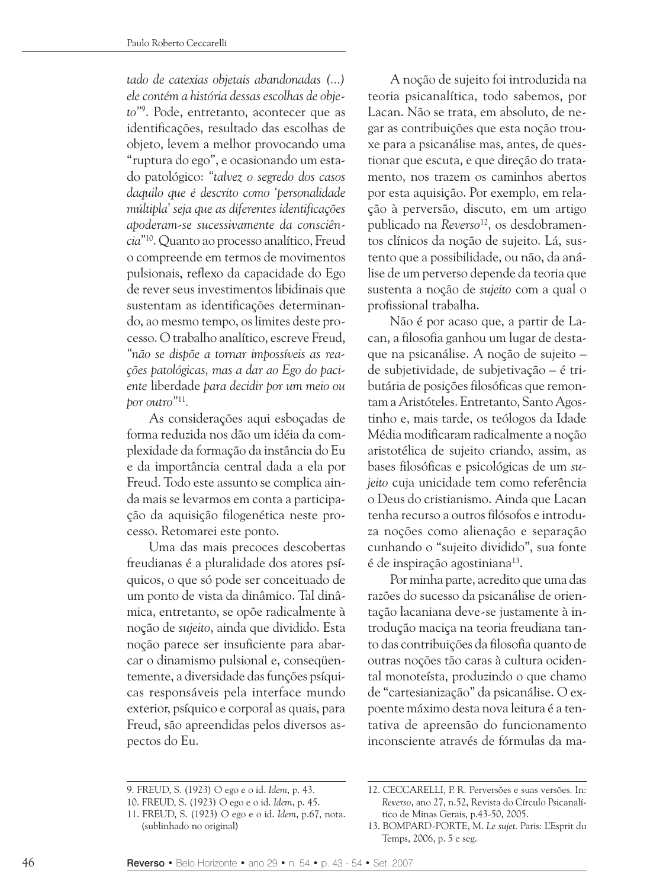*tado de catexias objetais abandonadas (...) ele contém a história dessas escolhas de objeto"*[9]. Pode, entretanto, acontecer que as identificações, resultado das escolhas de objeto, levem a melhor provocando uma "ruptura do ego", e ocasionando um estado patológico: *"talvez o segredo dos casos daquilo que é descrito como 'personalidade múltipla' seja que as diferentes identificações apoderam-se sucessivamente da consciência"*[10]. Quanto ao processo analítico, Freud o compreende em termos de movimentos pulsionais, reflexo da capacidade do Ego de rever seus investimentos libidinais que sustentam as identificações determinando, ao mesmo tempo, os limites deste processo. O trabalho analítico, escreve Freud, *"não se dispõe a tornar impossíveis as reações patológicas, mas a dar ao Ego do paciente* liberdade *para decidir por um meio ou por outro"*[11].

As considerações aqui esboçadas de forma reduzida nos dão um idéia da complexidade da formação da instância do Eu e da importância central dada a ela por Freud. Todo este assunto se complica ainda mais se levarmos em conta a participação da aquisição filogenética neste processo. Retomarei este ponto.

Uma das mais precoces descobertas freudianas é a pluralidade dos atores psíquicos, o que só pode ser conceituado de um ponto de vista da dinâmico. Tal dinâmica, entretanto, se opõe radicalmente à noção de *sujeito*, ainda que dividido. Esta noção parece ser insuficiente para abarcar o dinamismo pulsional e, conseqüentemente, a diversidade das funções psíquicas responsáveis pela interface mundo exterior, psíquico e corporal as quais, para Freud, são apreendidas pelos diversos aspectos do Eu.

A noção de sujeito foi introduzida na teoria psicanalítica, todo sabemos, por Lacan. Não se trata, em absoluto, de negar as contribuições que esta noção trouxe para a psicanálise mas, antes, de questionar que escuta, e que direção do tratamento, nos trazem os caminhos abertos por esta aquisição. Por exemplo, em relação à perversão, discuto, em um artigo publicado na *Reverso*[12], os desdobramentos clínicos da noção de sujeito. Lá, sustento que a possibilidade, ou não, da análise de um perverso depende da teoria que sustenta a noção de *sujeito* com a qual o profissional trabalha.

Não é por acaso que, a partir de Lacan, a filosofia ganhou um lugar de destaque na psicanálise. A noção de sujeito – de subjetividade, de subjetivação – é tributária de posições filosóficas que remontam a Aristóteles. Entretanto, Santo Agostinho e, mais tarde, os teólogos da Idade Média modificaram radicalmente a noção aristotélica de sujeito criando, assim, as bases filosóficas e psicológicas de um *sujeito* cuja unicidade tem como referência o Deus do cristianismo. Ainda que Lacan tenha recurso a outros filósofos e introduza noções como alienação e separação cunhando o "sujeito dividido", sua fonte é de inspiração agostiniana[13].

Por minha parte, acredito que uma das razões do sucesso da psicanálise de orientação lacaniana deve-se justamente à introdução maciça na teoria freudiana tanto das contribuições da filosofia quanto de outras noções tão caras à cultura ocidental monoteísta, produzindo o que chamo de "cartesianização" da psicanálise. O expoente máximo desta nova leitura é a tentativa de apreensão do funcionamento inconsciente através de fórmulas da ma-

---

9. FREUD, S. (1923) O ego e o id. *Idem*, p. 43.
10. FREUD, S. (1923) O ego e o id. *Idem*, p. 45.
11. FREUD, S. (1923) O ego e o id. *Idem*, p.67, nota. (sublinhado no original)
12. CECCARELLI, P. R. Perversões e suas versões. In: *Reverso*, ano 27, n.52, Revista do Círculo Psicanalítico de Minas Gerais, p.43-50, 2005.
13. BOMPARD-PORTE, M. *Le sujet.* Paris: L'Esprit du Temps, 2006, p. 5 e seg.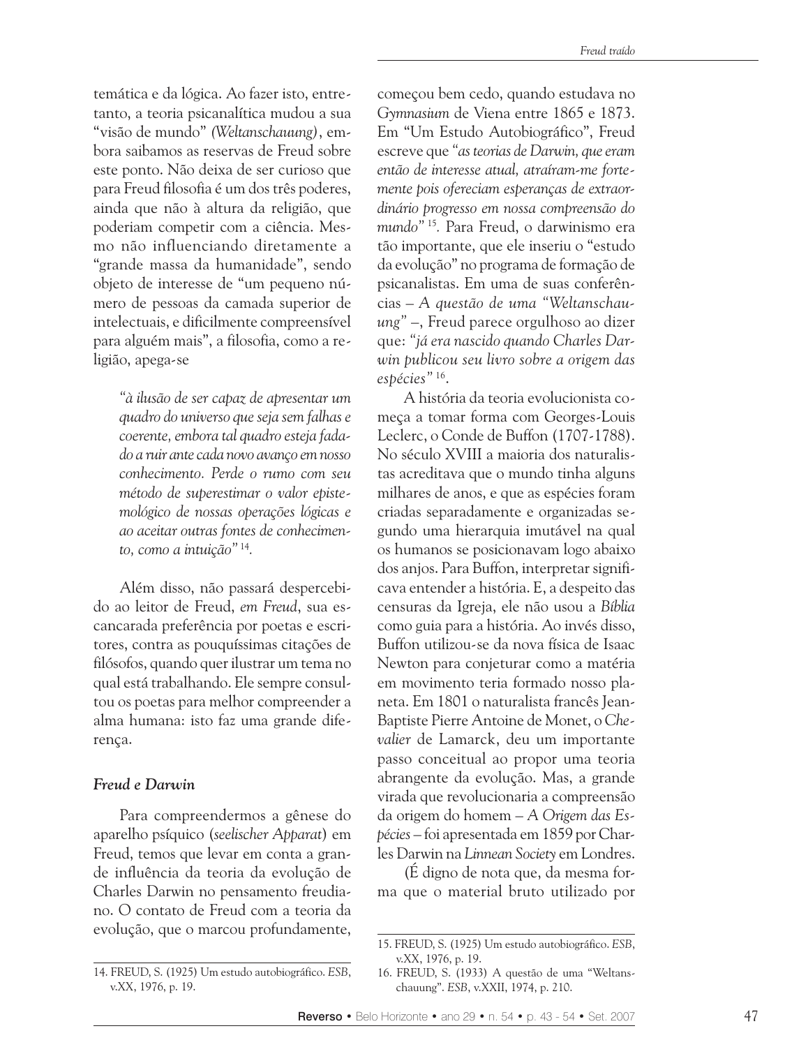temática e da lógica. Ao fazer isto, entretanto, a teoria psicanalítica mudou a sua "visão de mundo" *(Weltanschauung)*, embora saibamos as reservas de Freud sobre este ponto. Não deixa de ser curioso que para Freud filosofia é um dos três poderes, ainda que não à altura da religião, que poderiam competir com a ciência. Mesmo não influenciando diretamente a "grande massa da humanidade", sendo objeto de interesse de "um pequeno número de pessoas da camada superior de intelectuais, e dificilmente compreensível para alguém mais", a filosofia, como a religião, apega-se

> *"à ilusão de ser capaz de apresentar um quadro do universo que seja sem falhas e coerente, embora tal quadro esteja fadado a ruir ante cada novo avanço em nosso conhecimento. Perde o rumo com seu método de superestimar o valor epistemológico de nossas operações lógicas e ao aceitar outras fontes de conhecimento, como a intuição"* [14].

Além disso, não passará despercebido ao leitor de Freud, *em Freud*, sua escancarada preferência por poetas e escritores, contra as pouquíssimas citações de filósofos, quando quer ilustrar um tema no qual está trabalhando. Ele sempre consultou os poetas para melhor compreender a alma humana: isto faz uma grande diferença.

### *Freud e Darwin*

Para compreendermos a gênese do aparelho psíquico (*seelischer Apparat*) em Freud, temos que levar em conta a grande influência da teoria da evolução de Charles Darwin no pensamento freudiano. O contato de Freud com a teoria da evolução, que o marcou profundamente, começou bem cedo, quando estudava no *Gymnasium* de Viena entre 1865 e 1873. Em "Um Estudo Autobiográfico", Freud escreve que *"as teorias de Darwin, que eram então de interesse atual, atraíram-me fortemente pois ofereciam esperanças de extraordinário progresso em nossa compreensão do mundo"* [15]. Para Freud, o darwinismo era tão importante, que ele inseriu o "estudo da evolução" no programa de formação de psicanalistas. Em uma de suas conferências – *A questão de uma "Weltanschauung"* –, Freud parece orgulhoso ao dizer que: *"já era nascido quando Charles Darwin publicou seu livro sobre a origem das espécies"* [16].

A história da teoria evolucionista começa a tomar forma com Georges-Louis Leclerc, o Conde de Buffon (1707-1788). No século XVIII a maioria dos naturalistas acreditava que o mundo tinha alguns milhares de anos, e que as espécies foram criadas separadamente e organizadas segundo uma hierarquia imutável na qual os humanos se posicionavam logo abaixo dos anjos. Para Buffon, interpretar significava entender a história. E, a despeito das censuras da Igreja, ele não usou a *Bíblia* como guia para a história. Ao invés disso, Buffon utilizou-se da nova física de Isaac Newton para conjeturar como a matéria em movimento teria formado nosso planeta. Em 1801 o naturalista francês Jean-Baptiste Pierre Antoine de Monet, o *Chevalier* de Lamarck, deu um importante passo conceitual ao propor uma teoria abrangente da evolução. Mas, a grande virada que revolucionaria a compreensão da origem do homem – *A Origem das Espécies* – foi apresentada em 1859 por Charles Darwin na *Linnean Society* em Londres.

(É digno de nota que, da mesma forma que o material bruto utilizado por

---

14. FREUD, S. (1925) Um estudo autobiográfico. *ESB*, v.XX, 1976, p. 19.

15. FREUD, S. (1925) Um estudo autobiográfico. *ESB*, v.XX, 1976, p. 19.

16. FREUD, S. (1933) A questão de uma "Weltanschauung". *ESB*, v.XXII, 1974, p. 210.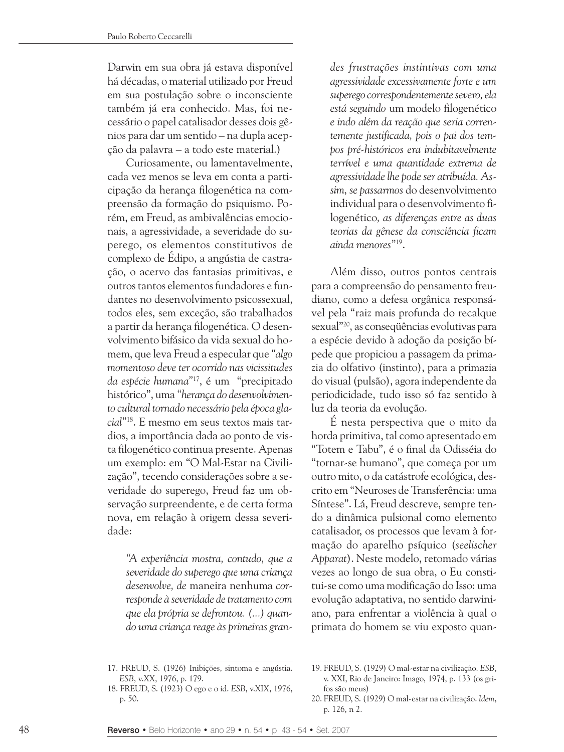Darwin em sua obra já estava disponível há décadas, o material utilizado por Freud em sua postulação sobre o inconsciente também já era conhecido. Mas, foi necessário o papel catalisador desses dois gênios para dar um sentido – na dupla acepção da palavra – a todo este material.)

Curiosamente, ou lamentavelmente, cada vez menos se leva em conta a participação da herança filogenética na compreensão da formação do psiquismo. Porém, em Freud, as ambivalências emocionais, a agressividade, a severidade do superego, os elementos constitutivos de complexo de Édipo, a angústia de castração, o acervo das fantasias primitivas, e outros tantos elementos fundadores e fundantes no desenvolvimento psicossexual, todos eles, sem exceção, são trabalhados a partir da herança filogenética. O desenvolvimento bifásico da vida sexual do homem, que leva Freud a especular que *"algo momentoso deve ter ocorrido nas vicissitudes da espécie humana"*[17], é um "precipitado histórico", uma *"herança do desenvolvimento cultural tornado necessário pela época glacial"*[18]. E mesmo em seus textos mais tardios, a importância dada ao ponto de vista filogenético continua presente. Apenas um exemplo: em "O Mal-Estar na Civilização", tecendo considerações sobre a severidade do superego, Freud faz um observação surpreendente, e de certa forma nova, em relação à origem dessa severidade:

> *"A experiência mostra, contudo, que a severidade do superego que uma criança desenvolve, de* maneira nenhuma *corresponde à severidade de tratamento com que ela própria se defrontou. (...) quando uma criança reage às primeiras grandes frustrações instintivas com uma agressividade excessivamente forte e um superego correspondentemente severo, ela está seguindo* um modelo filogenético *e indo além da reação que seria correntemente justificada, pois o pai dos tempos pré-históricos era indubitavelmente terrível e uma quantidade extrema de agressividade lhe pode ser atribuída. Assim, se passarmos* do desenvolvimento individual para o desenvolvimento filogenético*, as diferenças entre as duas teorias da gênese da consciência ficam ainda menores"*[19].

Além disso, outros pontos centrais para a compreensão do pensamento freudiano, como a defesa orgânica responsável pela "raiz mais profunda do recalque sexual"[20], as conseqüências evolutivas para a espécie devido à adoção da posição bípede que propiciou a passagem da primazia do olfativo (instinto), para a primazia do visual (pulsão), agora independente da periodicidade, tudo isso só faz sentido à luz da teoria da evolução.

É nesta perspectiva que o mito da horda primitiva, tal como apresentado em "Totem e Tabu", é o final da Odisséia do "tornar-se humano", que começa por um outro mito, o da catástrofe ecológica, descrito em "Neuroses de Transferência: uma Síntese". Lá, Freud descreve, sempre tendo a dinâmica pulsional como elemento catalisador, os processos que levam à formação do aparelho psíquico (*seelischer Apparat*). Neste modelo, retomado várias vezes ao longo de sua obra, o Eu constitui-se como uma modificação do Isso: uma evolução adaptativa, no sentido darwiniano, para enfrentar a violência à qual o primata do homem se viu exposto quan-

---

17. FREUD, S. (1926) Inibições, sintoma e angústia. *ESB*, v.XX, 1976, p. 179.
18. FREUD, S. (1923) O ego e o id. *ESB*, v.XIX, 1976, p. 50.
19. FREUD, S. (1929) O mal-estar na civilização. *ESB*, v. XXI, Rio de Janeiro: Imago, 1974, p. 133 (os grifos são meus)
20. FREUD, S. (1929) O mal-estar na civilização. *Idem*, p. 126, n 2.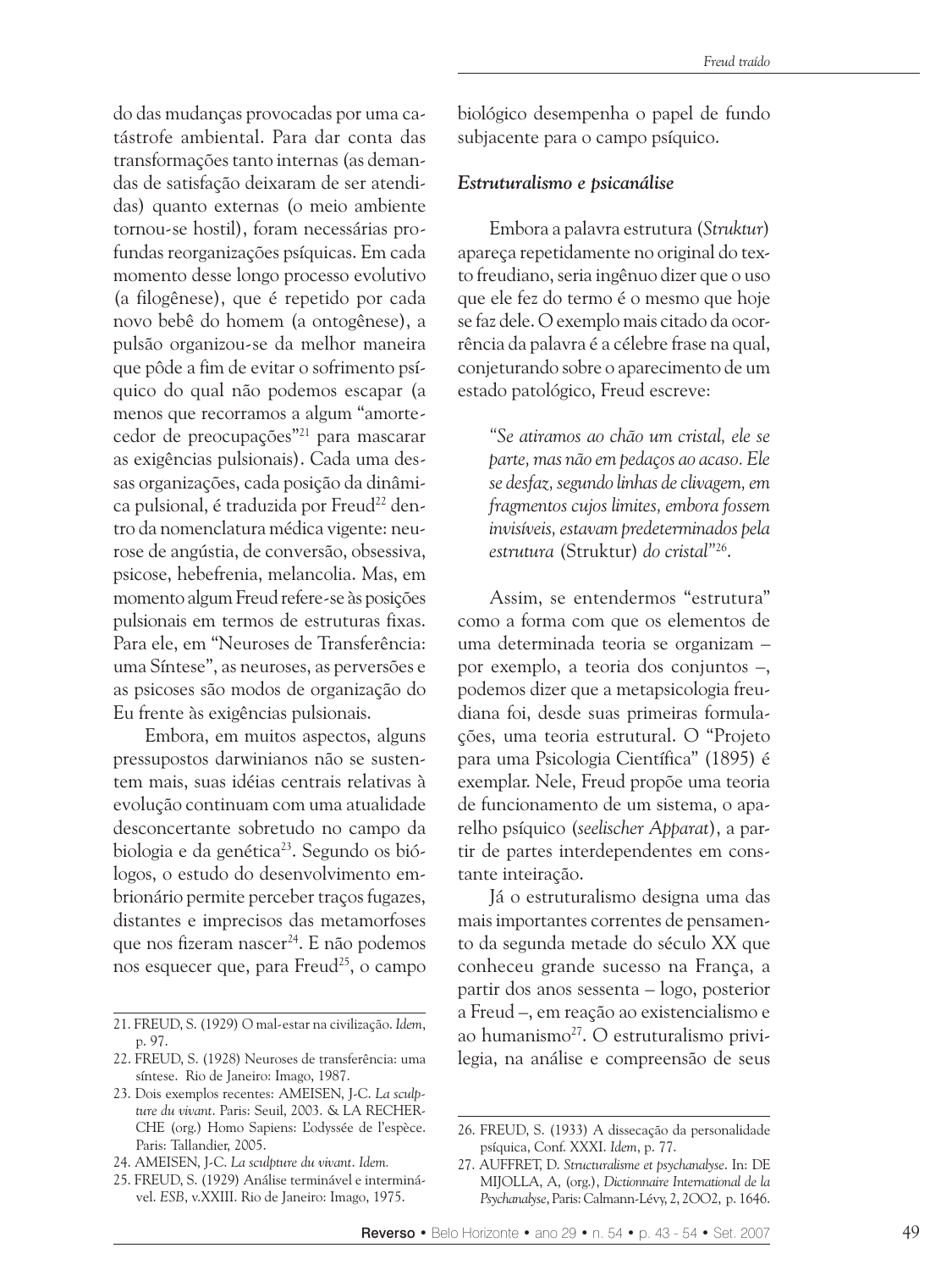do das mudanças provocadas por uma catástrofe ambiental. Para dar conta das transformações tanto internas (as demandas de satisfação deixaram de ser atendidas) quanto externas (o meio ambiente tornou-se hostil), foram necessárias profundas reorganizações psíquicas. Em cada momento desse longo processo evolutivo (a filogênese), que é repetido por cada novo bebê do homem (a ontogênese), a pulsão organizou-se da melhor maneira que pôde a fim de evitar o sofrimento psíquico do qual não podemos escapar (a menos que recorramos a algum "amortecedor de preocupações"[21] para mascarar as exigências pulsionais). Cada uma dessas organizações, cada posição da dinâmica pulsional, é traduzida por Freud[22] dentro da nomenclatura médica vigente: neurose de angústia, de conversão, obsessiva, psicose, hebefrenia, melancolia. Mas, em momento algum Freud refere-se às posições pulsionais em termos de estruturas fixas. Para ele, em "Neuroses de Transferência: uma Síntese", as neuroses, as perversões e as psicoses são modos de organização do Eu frente às exigências pulsionais.

Embora, em muitos aspectos, alguns pressupostos darwinianos não se sustentem mais, suas idéias centrais relativas à evolução continuam com uma atualidade desconcertante sobretudo no campo da biologia e da genética[23]. Segundo os biólogos, o estudo do desenvolvimento embrionário permite perceber traços fugazes, distantes e imprecisos das metamorfoses que nos fizeram nascer[24]. E não podemos nos esquecer que, para Freud[25], o campo biológico desempenha o papel de fundo subjacente para o campo psíquico.

### *Estruturalismo e psicanálise*

Embora a palavra estrutura (*Struktur*) apareça repetidamente no original do texto freudiano, seria ingênuo dizer que o uso que ele fez do termo é o mesmo que hoje se faz dele. O exemplo mais citado da ocorrência da palavra é a célebre frase na qual, conjeturando sobre o aparecimento de um estado patológico, Freud escreve:

> *"Se atiramos ao chão um cristal, ele se parte, mas não em pedaços ao acaso. Ele se desfaz, segundo linhas de clivagem, em fragmentos cujos limites, embora fossem invisíveis, estavam predeterminados pela estrutura* (Struktur) *do cristal"*[26].

Assim, se entendermos "estrutura" como a forma com que os elementos de uma determinada teoria se organizam – por exemplo, a teoria dos conjuntos –, podemos dizer que a metapsicologia freudiana foi, desde suas primeiras formulações, uma teoria estrutural. O "Projeto para uma Psicologia Científica" (1895) é exemplar. Nele, Freud propõe uma teoria de funcionamento de um sistema, o aparelho psíquico (*seelischer Apparat*), a partir de partes interdependentes em constante inteiração.

Já o estruturalismo designa uma das mais importantes correntes de pensamento da segunda metade do século XX que conheceu grande sucesso na França, a partir dos anos sessenta – logo, posterior a Freud –, em reação ao existencialismo e ao humanismo[27]. O estruturalismo privilegia, na análise e compreensão de seus

---

21. FREUD, S. (1929) O mal-estar na civilização. *Idem*, p. 97.
22. FREUD, S. (1928) Neuroses de transferência: uma síntese. Rio de Janeiro: Imago, 1987.
23. Dois exemplos recentes: AMEISEN, J-C. *La sculpture du vivant*. Paris: Seuil, 2003. & LA RECHERCHE (org.) Homo Sapiens: L'odyssée de l'espèce. Paris: Tallandier, 2005.
24. AMEISEN, J-C. *La sculpture du vivant*. *Idem.*
25. FREUD, S. (1929) Análise terminável e interminável. *ESB*, v.XXIII. Rio de Janeiro: Imago, 1975.
26. FREUD, S. (1933) A dissecação da personalidade psíquica, Conf. XXXI. *Idem*, p. 77.
27. AUFFRET, D. *Structuralisme et psychanalyse*. In: DE MIJOLLA, A, (org.), *Dictionnaire International de la Psychanalyse*, Paris: Calmann-Lévy, 2, 2OO2, p. 1646.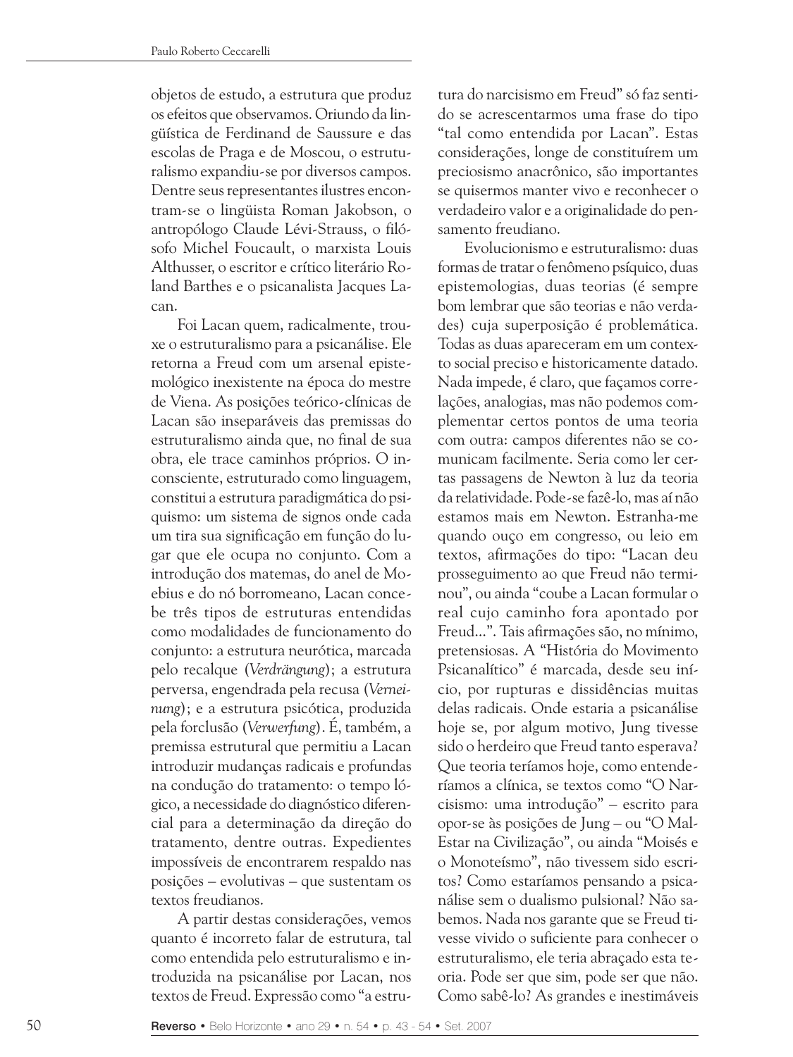objetos de estudo, a estrutura que produz os efeitos que observamos. Oriundo da lingüística de Ferdinand de Saussure e das escolas de Praga e de Moscou, o estruturalismo expandiu-se por diversos campos. Dentre seus representantes ilustres encontram-se o lingüista Roman Jakobson, o antropólogo Claude Lévi-Strauss, o filósofo Michel Foucault, o marxista Louis Althusser, o escritor e crítico literário Roland Barthes e o psicanalista Jacques Lacan.

Foi Lacan quem, radicalmente, trouxe o estruturalismo para a psicanálise. Ele retorna a Freud com um arsenal epistemológico inexistente na época do mestre de Viena. As posições teórico-clínicas de Lacan são inseparáveis das premissas do estruturalismo ainda que, no final de sua obra, ele trace caminhos próprios. O inconsciente, estruturado como linguagem, constitui a estrutura paradigmática do psiquismo: um sistema de signos onde cada um tira sua significação em função do lugar que ele ocupa no conjunto. Com a introdução dos matemas, do anel de Moebius e do nó borromeano, Lacan concebe três tipos de estruturas entendidas como modalidades de funcionamento do conjunto: a estrutura neurótica, marcada pelo recalque (*Verdrängung*); a estrutura perversa, engendrada pela recusa (*Verneinung*); e a estrutura psicótica, produzida pela forclusão (*Verwerfung*). É, também, a premissa estrutural que permitiu a Lacan introduzir mudanças radicais e profundas na condução do tratamento: o tempo lógico, a necessidade do diagnóstico diferencial para a determinação da direção do tratamento, dentre outras. Expedientes impossíveis de encontrarem respaldo nas posições – evolutivas – que sustentam os textos freudianos.

A partir destas considerações, vemos quanto é incorreto falar de estrutura, tal como entendida pelo estruturalismo e introduzida na psicanálise por Lacan, nos textos de Freud. Expressão como "a estrutura do narcisismo em Freud" só faz sentido se acrescentarmos uma frase do tipo "tal como entendida por Lacan". Estas considerações, longe de constituírem um preciosismo anacrônico, são importantes se quisermos manter vivo e reconhecer o verdadeiro valor e a originalidade do pensamento freudiano.

Evolucionismo e estruturalismo: duas formas de tratar o fenômeno psíquico, duas epistemologias, duas teorias (é sempre bom lembrar que são teorias e não verdades) cuja superposição é problemática. Todas as duas apareceram em um contexto social preciso e historicamente datado. Nada impede, é claro, que façamos correlações, analogias, mas não podemos complementar certos pontos de uma teoria com outra: campos diferentes não se comunicam facilmente. Seria como ler certas passagens de Newton à luz da teoria da relatividade. Pode-se fazê-lo, mas aí não estamos mais em Newton. Estranha-me quando ouço em congresso, ou leio em textos, afirmações do tipo: "Lacan deu prosseguimento ao que Freud não terminou", ou ainda "coube a Lacan formular o real cujo caminho fora apontado por Freud...". Tais afirmações são, no mínimo, pretensiosas. A "História do Movimento Psicanalítico" é marcada, desde seu início, por rupturas e dissidências muitas delas radicais. Onde estaria a psicanálise hoje se, por algum motivo, Jung tivesse sido o herdeiro que Freud tanto esperava? Que teoria teríamos hoje, como entenderíamos a clínica, se textos como "O Narcisismo: uma introdução" – escrito para opor-se às posições de Jung – ou "O Mal-Estar na Civilização", ou ainda "Moisés e o Monoteísmo", não tivessem sido escritos? Como estaríamos pensando a psicanálise sem o dualismo pulsional? Não sabemos. Nada nos garante que se Freud tivesse vivido o suficiente para conhecer o estruturalismo, ele teria abraçado esta teoria. Pode ser que sim, pode ser que não. Como sabê-lo? As grandes e inestimáveis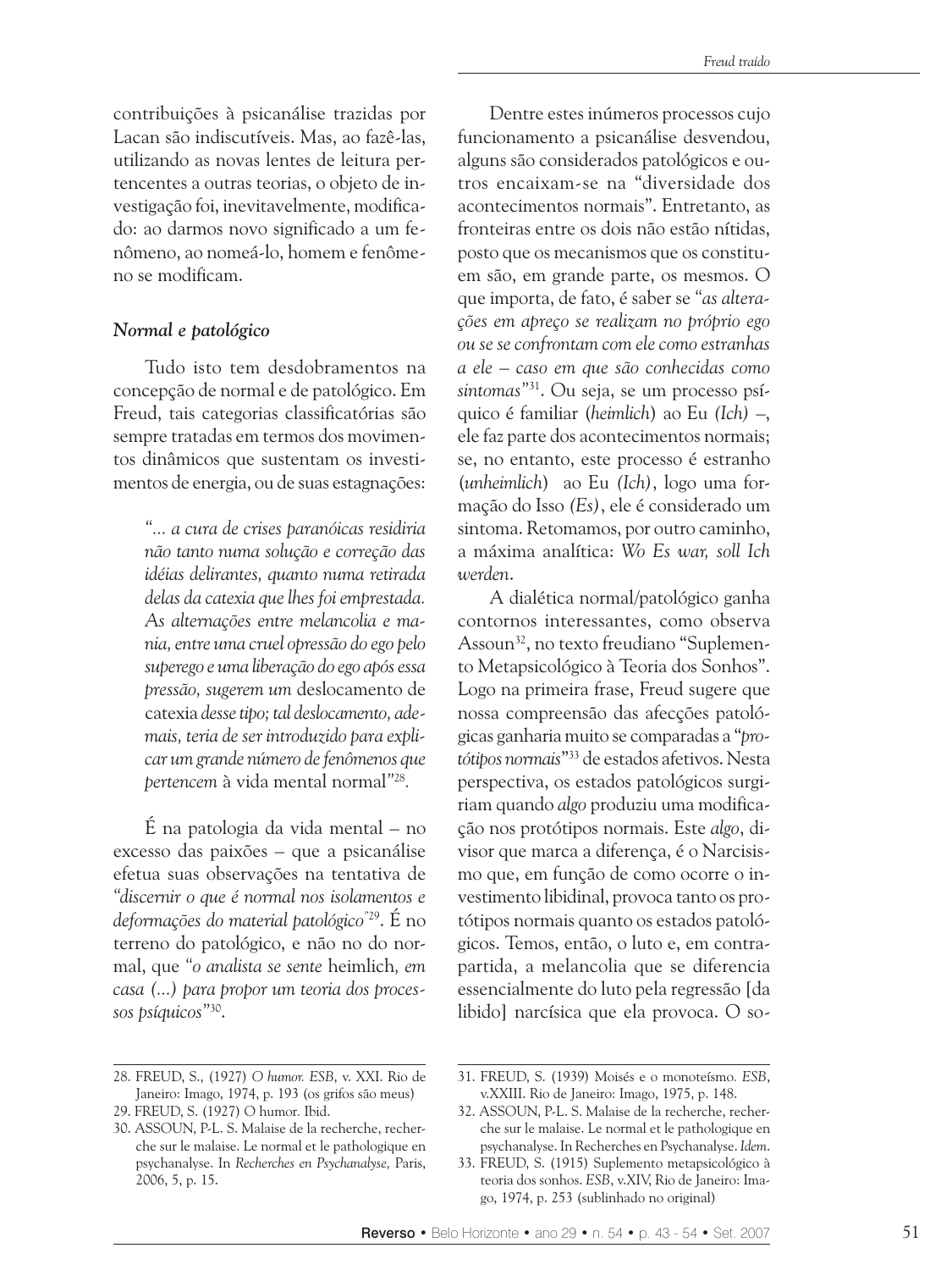contribuições à psicanálise trazidas por Lacan são indiscutíveis. Mas, ao fazê-las, utilizando as novas lentes de leitura pertencentes a outras teorias, o objeto de investigação foi, inevitavelmente, modificado: ao darmos novo significado a um fenômeno, ao nomeá-lo, homem e fenômeno se modificam.

### *Normal e patológico*

Tudo isto tem desdobramentos na concepção de normal e de patológico. Em Freud, tais categorias classificatórias são sempre tratadas em termos dos movimentos dinâmicos que sustentam os investimentos de energia, ou de suas estagnações:

> *"... a cura de crises paranóicas residiria não tanto numa solução e correção das idéias delirantes, quanto numa retirada delas da catexia que lhes foi emprestada. As alternações entre melancolia e mania, entre uma cruel opressão do ego pelo superego e uma liberação do ego após essa pressão, sugerem um* deslocamento de catexia *desse tipo; tal deslocamento, ademais, teria de ser introduzido para explicar um grande número de fenômenos que pertencem* à vida mental normal"[28].

É na patologia da vida mental – no excesso das paixões – que a psicanálise efetua suas observações na tentativa de *"discernir o que é normal nos isolamentos e deformações do material patológico"*[29]. É no terreno do patológico, e não no do normal, que *"o analista se sente* heimlich*, em casa (...) para propor um teoria dos processos psíquicos"*[30].

Dentre estes inúmeros processos cujo funcionamento a psicanálise desvendou, alguns são considerados patológicos e outros encaixam-se na "diversidade dos acontecimentos normais". Entretanto, as fronteiras entre os dois não estão nítidas, posto que os mecanismos que os constituem são, em grande parte, os mesmos. O que importa, de fato, é saber se *"as alterações em apreço se realizam no próprio ego ou se se confrontam com ele como estranhas a ele – caso em que são conhecidas como sintomas"*[31]. Ou seja, se um processo psíquico é familiar (*heimlich*) ao Eu *(Ich)* –, ele faz parte dos acontecimentos normais; se, no entanto, este processo é estranho (*unheimlich*) ao Eu *(Ich)*, logo uma formação do Isso *(Es)*, ele é considerado um sintoma. Retomamos, por outro caminho, a máxima analítica: *Wo Es war, soll Ich werden*.

A dialética normal/patológico ganha contornos interessantes, como observa Assoun[32], no texto freudiano "Suplemento Metapsicológico à Teoria dos Sonhos". Logo na primeira frase, Freud sugere que nossa compreensão das afecções patológicas ganharia muito se comparadas a "*protótipos normais*"[33] de estados afetivos. Nesta perspectiva, os estados patológicos surgiriam quando *algo* produziu uma modificação nos protótipos normais. Este *algo*, divisor que marca a diferença, é o Narcisismo que, em função de como ocorre o investimento libidinal, provoca tanto os protótipos normais quanto os estados patológicos. Temos, então, o luto e, em contrapartida, a melancolia que se diferencia essencialmente do luto pela regressão [da libido] narcísica que ela provoca. O so-

---

28. FREUD, S., (1927) *O humor. ESB*, v. XXI. Rio de Janeiro: Imago, 1974, p. 193 (os grifos são meus)
29. FREUD, S. (1927) O humor. Ibid.
30. ASSOUN, P-L. S. Malaise de la recherche, recherche sur le malaise. Le normal et le pathologique en psychanalyse. In *Recherches en Psychanalyse,* Paris, 2006, 5, p. 15.
31. FREUD, S. (1939) Moisés e o monoteísmo. *ESB*, v.XXIII. Rio de Janeiro: Imago, 1975, p. 148.
32. ASSOUN, P-L. S. Malaise de la recherche, recherche sur le malaise. Le normal et le pathologique en psychanalyse. In Recherches en Psychanalyse. *Idem*.
33. FREUD, S. (1915) Suplemento metapsicológico à teoria dos sonhos. *ESB*, v.XIV, Rio de Janeiro: Imago, 1974, p. 253 (sublinhado no original)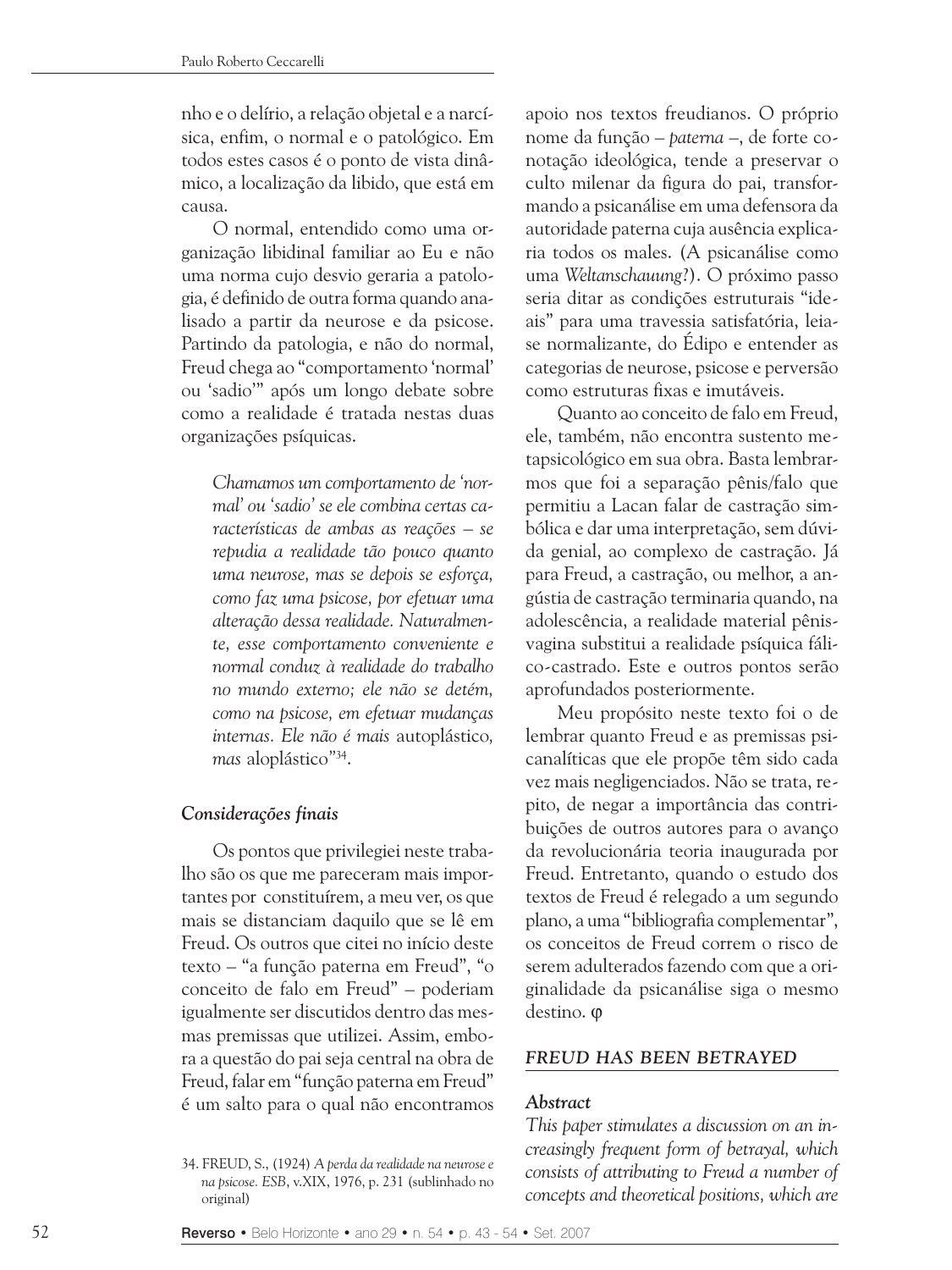nho e o delírio, a relação objetal e a narcísica, enfim, o normal e o patológico. Em todos estes casos é o ponto de vista dinâmico, a localização da libido, que está em causa.

O normal, entendido como uma organização libidinal familiar ao Eu e não uma norma cujo desvio geraria a patologia, é definido de outra forma quando analisado a partir da neurose e da psicose. Partindo da patologia, e não do normal, Freud chega ao "comportamento 'normal' ou 'sadio'" após um longo debate sobre como a realidade é tratada nestas duas organizações psíquicas.

> *Chamamos um comportamento de 'normal' ou 'sadio' se ele combina certas características de ambas as reações – se repudia a realidade tão pouco quanto uma neurose, mas se depois se esforça, como faz uma psicose, por efetuar uma alteração dessa realidade. Naturalmente, esse comportamento conveniente e normal conduz à realidade do trabalho no mundo externo; ele não se detém, como na psicose, em efetuar mudanças internas. Ele não é mais* autoplástico, *mas* aloplástico"[34].

### *Considerações finais*

Os pontos que privilegiei neste trabalho são os que me pareceram mais importantes por constituírem, a meu ver, os que mais se distanciam daquilo que se lê em Freud. Os outros que citei no início deste texto – "a função paterna em Freud", "o conceito de falo em Freud" – poderiam igualmente ser discutidos dentro das mesmas premissas que utilizei. Assim, embora a questão do pai seja central na obra de Freud, falar em "função paterna em Freud" é um salto para o qual não encontramos apoio nos textos freudianos. O próprio nome da função – *paterna* –, de forte conotação ideológica, tende a preservar o culto milenar da figura do pai, transformando a psicanálise em uma defensora da autoridade paterna cuja ausência explicaria todos os males. (A psicanálise como uma *Weltanschauung*?). O próximo passo seria ditar as condições estruturais "ideais" para uma travessia satisfatória, leia-se normalizante, do Édipo e entender as categorias de neurose, psicose e perversão como estruturas fixas e imutáveis.

Quanto ao conceito de falo em Freud, ele, também, não encontra sustento metapsicológico em sua obra. Basta lembrarmos que foi a separação pênis/falo que permitiu a Lacan falar de castração simbólica e dar uma interpretação, sem dúvida genial, ao complexo de castração. Já para Freud, a castração, ou melhor, a angústia de castração terminaria quando, na adolescência, a realidade material pênis-vagina substitui a realidade psíquica fálico-castrado. Este e outros pontos serão aprofundados posteriormente.

Meu propósito neste texto foi o de lembrar quanto Freud e as premissas psicanalíticas que ele propõe têm sido cada vez mais negligenciados. Não se trata, repito, de negar a importância das contribuições de outros autores para o avanço da revolucionária teoria inaugurada por Freud. Entretanto, quando o estudo dos textos de Freud é relegado a um segundo plano, a uma "bibliografia complementar", os conceitos de Freud correm o risco de serem adulterados fazendo com que a originalidade da psicanálise siga o mesmo destino. φ

## *FREUD HAS BEEN BETRAYED*

### *Abstract*

*This paper stimulates a discussion on an increasingly frequent form of betrayal, which consists of attributing to Freud a number of concepts and theoretical positions, which are*

---

34. FREUD, S., (1924) *A perda da realidade na neurose e na psicose. ESB*, v.XIX, 1976, p. 231 (sublinhado no original)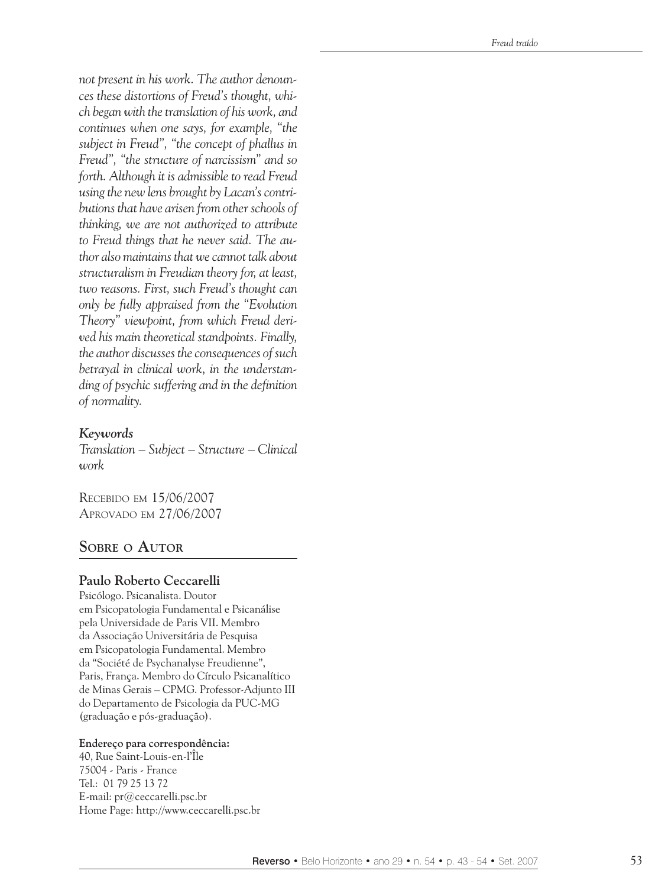*not present in his work. The author denounces these distortions of Freud's thought, which began with the translation of his work, and continues when one says, for example, "the subject in Freud", "the concept of phallus in Freud", "the structure of narcissism" and so forth. Although it is admissible to read Freud using the new lens brought by Lacan's contributions that have arisen from other schools of thinking, we are not authorized to attribute to Freud things that he never said. The author also maintains that we cannot talk about structuralism in Freudian theory for, at least, two reasons. First, such Freud's thought can only be fully appraised from the "Evolution Theory" viewpoint, from which Freud derived his main theoretical standpoints. Finally, the author discusses the consequences of such betrayal in clinical work, in the understanding of psychic suffering and in the definition of normality.*

***Keywords***

*Translation – Subject – Structure – Clinical work*

Recebido em 15/06/2007
Aprovado em 27/06/2007

## Sobre o Autor

### Paulo Roberto Ceccarelli

Psicólogo. Psicanalista. Doutor em Psicopatologia Fundamental e Psicanálise pela Universidade de Paris VII. Membro da Associação Universitária de Pesquisa em Psicopatologia Fundamental. Membro da "Société de Psychanalyse Freudienne", Paris, França. Membro do Círculo Psicanalítico de Minas Gerais – CPMG. Professor-Adjunto III do Departamento de Psicologia da PUC-MG (graduação e pós-graduação).

**Endereço para correspondência:**

40, Rue Saint-Louis-en-l'Île
75004 - Paris - France
Tel.: 01 79 25 13 72
E-mail: pr@ceccarelli.psc.br
Home Page: http://www.ceccarelli.psc.br